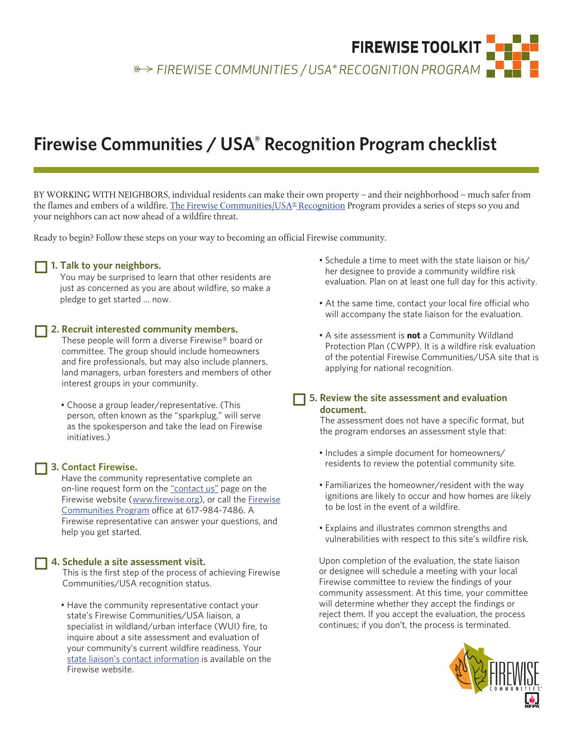# Firewise Communities / USA® Recognition Program checklist

BY WORKING WITH NEIGHBORS, individual residents can make their own property – and their neighborhood – much safer from the flames and embers of a wildfire. The Firewise Communities/USA® Recognition Program provides a series of steps so you and your neighbors can act now ahead of a wildfire threat.

Ready to begin? Follow these steps on your way to becoming an official Firewise community.

### ☐ 1. Talk to your neighbors.

You may be surprised to learn that other residents are just as concerned as you are about wildfire, so make a pledge to get started … now.

### ☐ 2. Recruit interested community members.

These people will form a diverse Firewise® board or committee. The group should include homeowners and fire professionals, but may also include planners, land managers, urban foresters and members of other interest groups in your community.

- Choose a group leader/representative. (This person, often known as the "sparkplug," will serve as the spokesperson and take the lead on Firewise initiatives.)

### ☐ 3. Contact Firewise.

Have the community representative complete an on-line request form on the "contact us" page on the Firewise website (www.firewise.org), or call the Firewise Communities Program office at 617-984-7486. A Firewise representative can answer your questions, and help you get started.

### ☐ 4. Schedule a site assessment visit.

This is the first step of the process of achieving Firewise Communities/USA recognition status.

- Have the community representative contact your state's Firewise Communities/USA liaison, a specialist in wildland/urban interface (WUI) fire, to inquire about a site assessment and evaluation of your community's current wildfire readiness. Your state liaison's contact information is available on the Firewise website.
- Schedule a time to meet with the state liaison or his/her designee to provide a community wildfire risk evaluation. Plan on at least one full day for this activity.
- At the same time, contact your local fire official who will accompany the state liaison for the evaluation.
- A site assessment is **not** a Community Wildland Protection Plan (CWPP). It is a wildfire risk evaluation of the potential Firewise Communities/USA site that is applying for national recognition.

### ☐ 5. Review the site assessment and evaluation document.

The assessment does not have a specific format, but the program endorses an assessment style that:

- Includes a simple document for homeowners/residents to review the potential community site.
- Familiarizes the homeowner/resident with the way ignitions are likely to occur and how homes are likely to be lost in the event of a wildfire.
- Explains and illustrates common strengths and vulnerabilities with respect to this site's wildfire risk.

Upon completion of the evaluation, the state liaison or designee will schedule a meeting with your local Firewise committee to review the findings of your community assessment. At this time, your committee will determine whether they accept the findings or reject them. If you accept the evaluation, the process continues; if you don't, the process is terminated.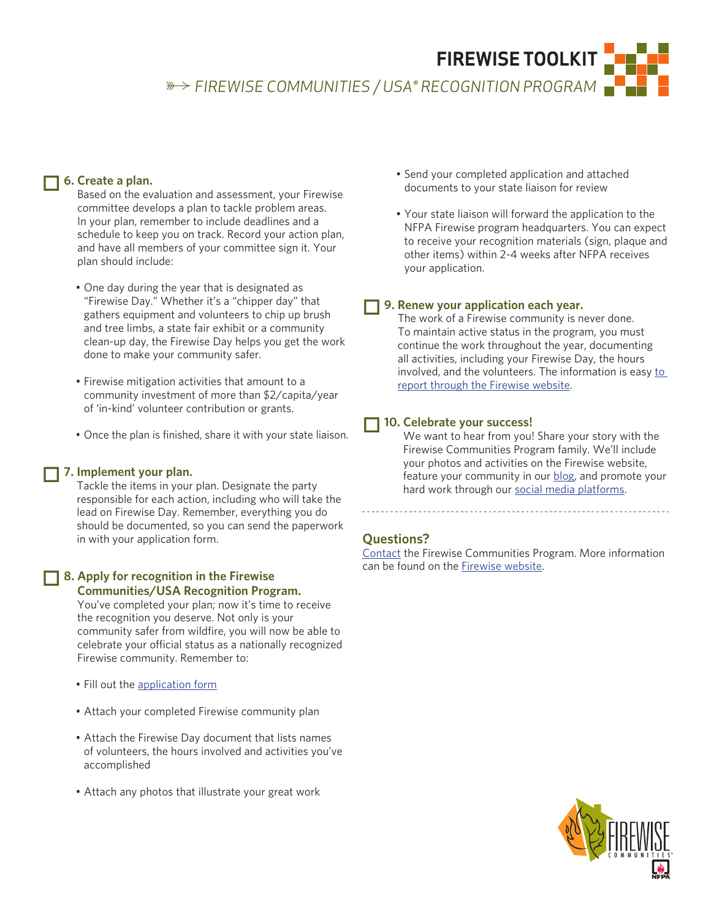## 6. Create a plan.

Based on the evaluation and assessment, your Firewise committee develops a plan to tackle problem areas. In your plan, remember to include deadlines and a schedule to keep you on track. Record your action plan, and have all members of your committee sign it. Your plan should include:

- One day during the year that is designated as "Firewise Day." Whether it's a "chipper day" that gathers equipment and volunteers to chip up brush and tree limbs, a state fair exhibit or a community clean-up day, the Firewise Day helps you get the work done to make your community safer.
- Firewise mitigation activities that amount to a community investment of more than $2/capita/year of 'in-kind' volunteer contribution or grants.
- Once the plan is finished, share it with your state liaison.

## 7. Implement your plan.

Tackle the items in your plan. Designate the party responsible for each action, including who will take the lead on Firewise Day. Remember, everything you do should be documented, so you can send the paperwork in with your application form.

## 8. Apply for recognition in the Firewise Communities/USA Recognition Program.

You've completed your plan; now it's time to receive the recognition you deserve. Not only is your community safer from wildfire, you will now be able to celebrate your official status as a nationally recognized Firewise community. Remember to:

- Fill out the application form
- Attach your completed Firewise community plan
- Attach the Firewise Day document that lists names of volunteers, the hours involved and activities you've accomplished
- Attach any photos that illustrate your great work
- Send your completed application and attached documents to your state liaison for review
- Your state liaison will forward the application to the NFPA Firewise program headquarters. You can expect to receive your recognition materials (sign, plaque and other items) within 2-4 weeks after NFPA receives your application.

## 9. Renew your application each year.

The work of a Firewise community is never done. To maintain active status in the program, you must continue the work throughout the year, documenting all activities, including your Firewise Day, the hours involved, and the volunteers. The information is easy to report through the Firewise website.

## 10. Celebrate your success!

We want to hear from you! Share your story with the Firewise Communities Program family. We'll include your photos and activities on the Firewise website, feature your community in our blog, and promote your hard work through our social media platforms.

---

## Questions?

Contact the Firewise Communities Program. More information can be found on the Firewise website.